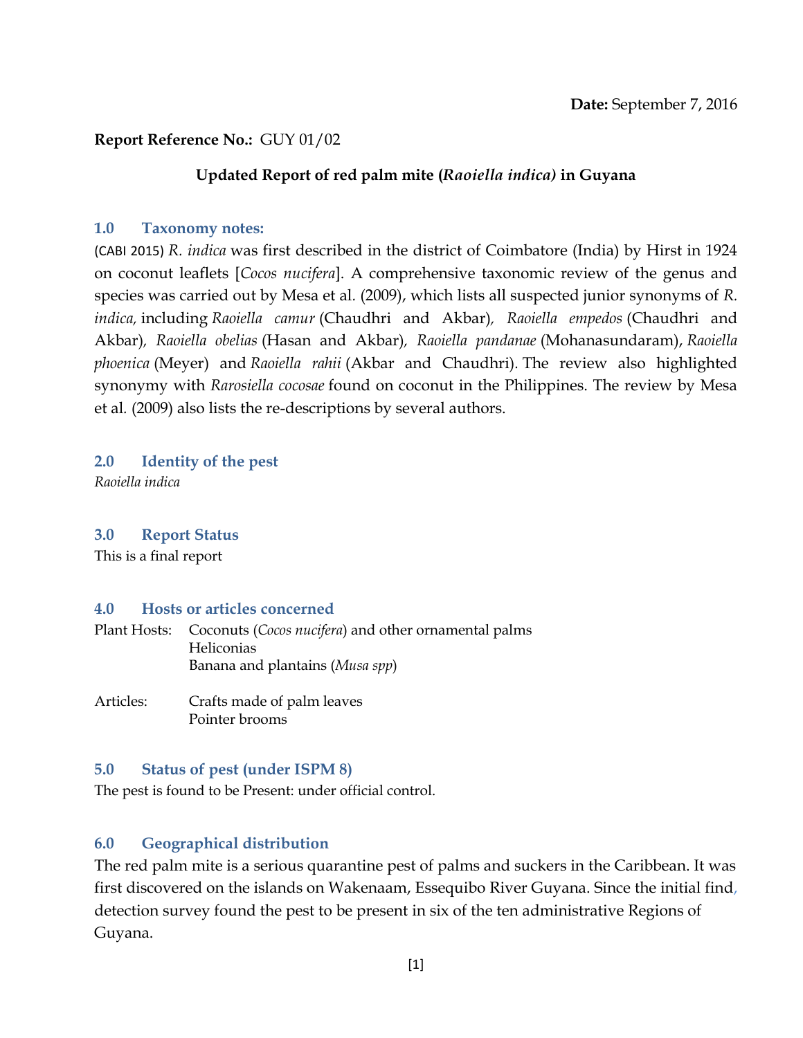**Date:** September 7, 2016

**Report Reference No.:** GUY 01/02

**Updated Report of red palm mite (*Raoiella indica)* in Guyana**

## 1.0 Taxonomy notes:

(CABI 2015) *R. indica* was first described in the district of Coimbatore (India) by Hirst in 1924 on coconut leaflets [*Cocos nucifera*]. A comprehensive taxonomic review of the genus and species was carried out by Mesa et al. (2009), which lists all suspected junior synonyms of *R. indica,* including *Raoiella camur* (Chaudhri and Akbar), *Raoiella empedos* (Chaudhri and Akbar), *Raoiella obelias* (Hasan and Akbar), *Raoiella pandanae* (Mohanasundaram), *Raoiella phoenica* (Meyer) and *Raoiella rahii* (Akbar and Chaudhri). The review also highlighted synonymy with *Rarosiella cocosae* found on coconut in the Philippines. The review by Mesa et al. (2009) also lists the re-descriptions by several authors.

## 2.0 Identity of the pest

*Raoiella indica*

## 3.0 Report Status

This is a final report

## 4.0 Hosts or articles concerned

Plant Hosts: Coconuts (*Cocos nucifera*) and other ornamental palms
Heliconias
Banana and plantains (*Musa spp*)

Articles: Crafts made of palm leaves
Pointer brooms

## 5.0 Status of pest (under ISPM 8)

The pest is found to be Present: under official control.

## 6.0 Geographical distribution

The red palm mite is a serious quarantine pest of palms and suckers in the Caribbean. It was first discovered on the islands on Wakenaam, Essequibo River Guyana. Since the initial find, detection survey found the pest to be present in six of the ten administrative Regions of Guyana.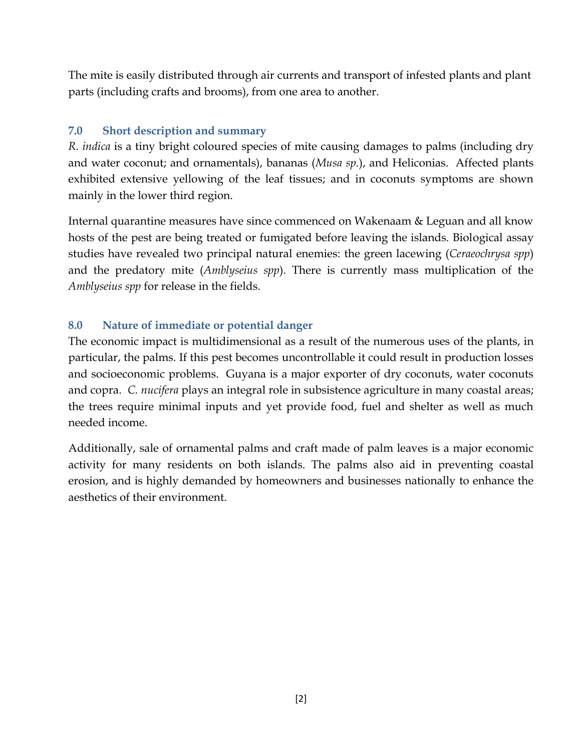The mite is easily distributed through air currents and transport of infested plants and plant parts (including crafts and brooms), from one area to another.

## 7.0 Short description and summary

*R. indica* is a tiny bright coloured species of mite causing damages to palms (including dry and water coconut; and ornamentals), bananas (*Musa sp.*), and Heliconias. Affected plants exhibited extensive yellowing of the leaf tissues; and in coconuts symptoms are shown mainly in the lower third region.

Internal quarantine measures have since commenced on Wakenaam & Leguan and all know hosts of the pest are being treated or fumigated before leaving the islands. Biological assay studies have revealed two principal natural enemies: the green lacewing (*Ceraeochrysa spp*) and the predatory mite (*Amblyseius spp*). There is currently mass multiplication of the *Amblyseius spp* for release in the fields.

## 8.0 Nature of immediate or potential danger

The economic impact is multidimensional as a result of the numerous uses of the plants, in particular, the palms. If this pest becomes uncontrollable it could result in production losses and socioeconomic problems. Guyana is a major exporter of dry coconuts, water coconuts and copra. *C. nucifera* plays an integral role in subsistence agriculture in many coastal areas; the trees require minimal inputs and yet provide food, fuel and shelter as well as much needed income.

Additionally, sale of ornamental palms and craft made of palm leaves is a major economic activity for many residents on both islands. The palms also aid in preventing coastal erosion, and is highly demanded by homeowners and businesses nationally to enhance the aesthetics of their environment.